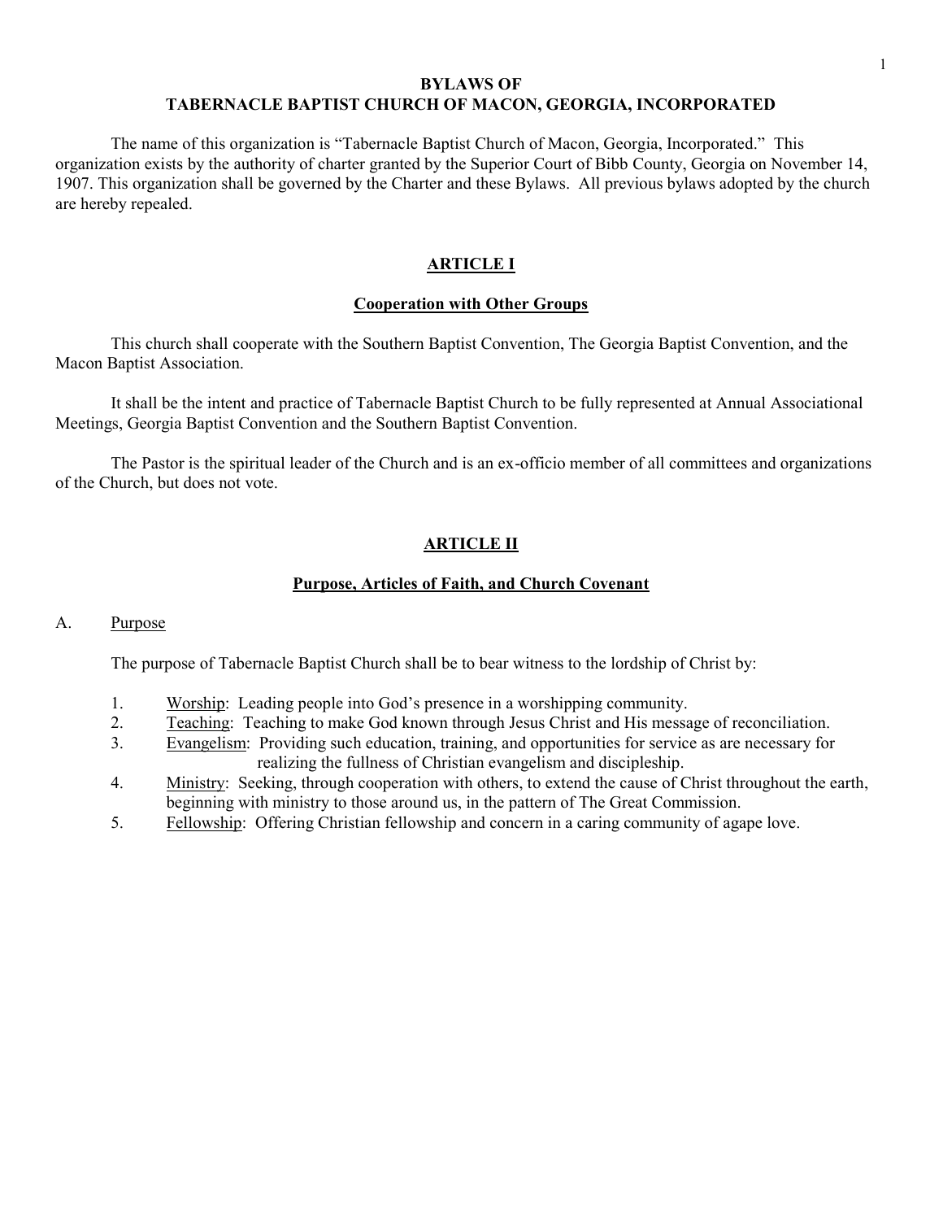# BYLAWS OF
# TABERNACLE BAPTIST CHURCH OF MACON, GEORGIA, INCORPORATED

The name of this organization is "Tabernacle Baptist Church of Macon, Georgia, Incorporated." This organization exists by the authority of charter granted by the Superior Court of Bibb County, Georgia on November 14, 1907. This organization shall be governed by the Charter and these Bylaws. All previous bylaws adopted by the church are hereby repealed.

## ARTICLE I

### Cooperation with Other Groups

This church shall cooperate with the Southern Baptist Convention, The Georgia Baptist Convention, and the Macon Baptist Association.

It shall be the intent and practice of Tabernacle Baptist Church to be fully represented at Annual Associational Meetings, Georgia Baptist Convention and the Southern Baptist Convention.

The Pastor is the spiritual leader of the Church and is an ex-officio member of all committees and organizations of the Church, but does not vote.

## ARTICLE II

### Purpose, Articles of Faith, and Church Covenant

A. Purpose

The purpose of Tabernacle Baptist Church shall be to bear witness to the lordship of Christ by:

1. Worship: Leading people into God's presence in a worshipping community.
2. Teaching: Teaching to make God known through Jesus Christ and His message of reconciliation.
3. Evangelism: Providing such education, training, and opportunities for service as are necessary for realizing the fullness of Christian evangelism and discipleship.
4. Ministry: Seeking, through cooperation with others, to extend the cause of Christ throughout the earth, beginning with ministry to those around us, in the pattern of The Great Commission.
5. Fellowship: Offering Christian fellowship and concern in a caring community of agape love.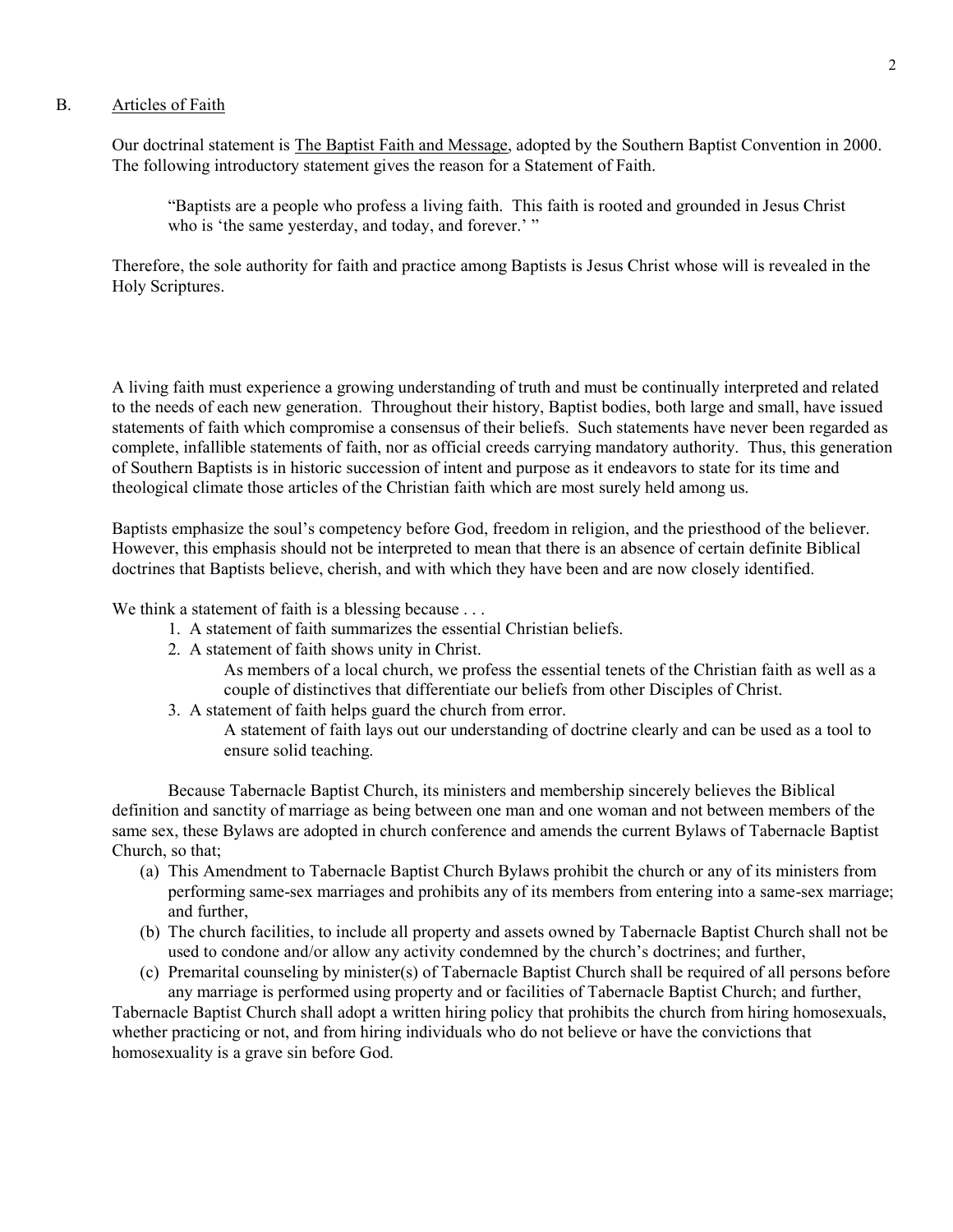B. <u>Articles of Faith</u>

Our doctrinal statement is <u>The Baptist Faith and Message</u>, adopted by the Southern Baptist Convention in 2000. The following introductory statement gives the reason for a Statement of Faith.

> "Baptists are a people who profess a living faith. This faith is rooted and grounded in Jesus Christ who is 'the same yesterday, and today, and forever.' "

Therefore, the sole authority for faith and practice among Baptists is Jesus Christ whose will is revealed in the Holy Scriptures.

A living faith must experience a growing understanding of truth and must be continually interpreted and related to the needs of each new generation. Throughout their history, Baptist bodies, both large and small, have issued statements of faith which compromise a consensus of their beliefs. Such statements have never been regarded as complete, infallible statements of faith, nor as official creeds carrying mandatory authority. Thus, this generation of Southern Baptists is in historic succession of intent and purpose as it endeavors to state for its time and theological climate those articles of the Christian faith which are most surely held among us.

Baptists emphasize the soul's competency before God, freedom in religion, and the priesthood of the believer. However, this emphasis should not be interpreted to mean that there is an absence of certain definite Biblical doctrines that Baptists believe, cherish, and with which they have been and are now closely identified.

We think a statement of faith is a blessing because . . .

1. A statement of faith summarizes the essential Christian beliefs.
2. A statement of faith shows unity in Christ.
   As members of a local church, we profess the essential tenets of the Christian faith as well as a couple of distinctives that differentiate our beliefs from other Disciples of Christ.
3. A statement of faith helps guard the church from error.
   A statement of faith lays out our understanding of doctrine clearly and can be used as a tool to ensure solid teaching.

Because Tabernacle Baptist Church, its ministers and membership sincerely believes the Biblical definition and sanctity of marriage as being between one man and one woman and not between members of the same sex, these Bylaws are adopted in church conference and amends the current Bylaws of Tabernacle Baptist Church, so that;

(a) This Amendment to Tabernacle Baptist Church Bylaws prohibit the church or any of its ministers from performing same-sex marriages and prohibits any of its members from entering into a same-sex marriage; and further,
(b) The church facilities, to include all property and assets owned by Tabernacle Baptist Church shall not be used to condone and/or allow any activity condemned by the church's doctrines; and further,
(c) Premarital counseling by minister(s) of Tabernacle Baptist Church shall be required of all persons before any marriage is performed using property and or facilities of Tabernacle Baptist Church; and further,

Tabernacle Baptist Church shall adopt a written hiring policy that prohibits the church from hiring homosexuals, whether practicing or not, and from hiring individuals who do not believe or have the convictions that homosexuality is a grave sin before God.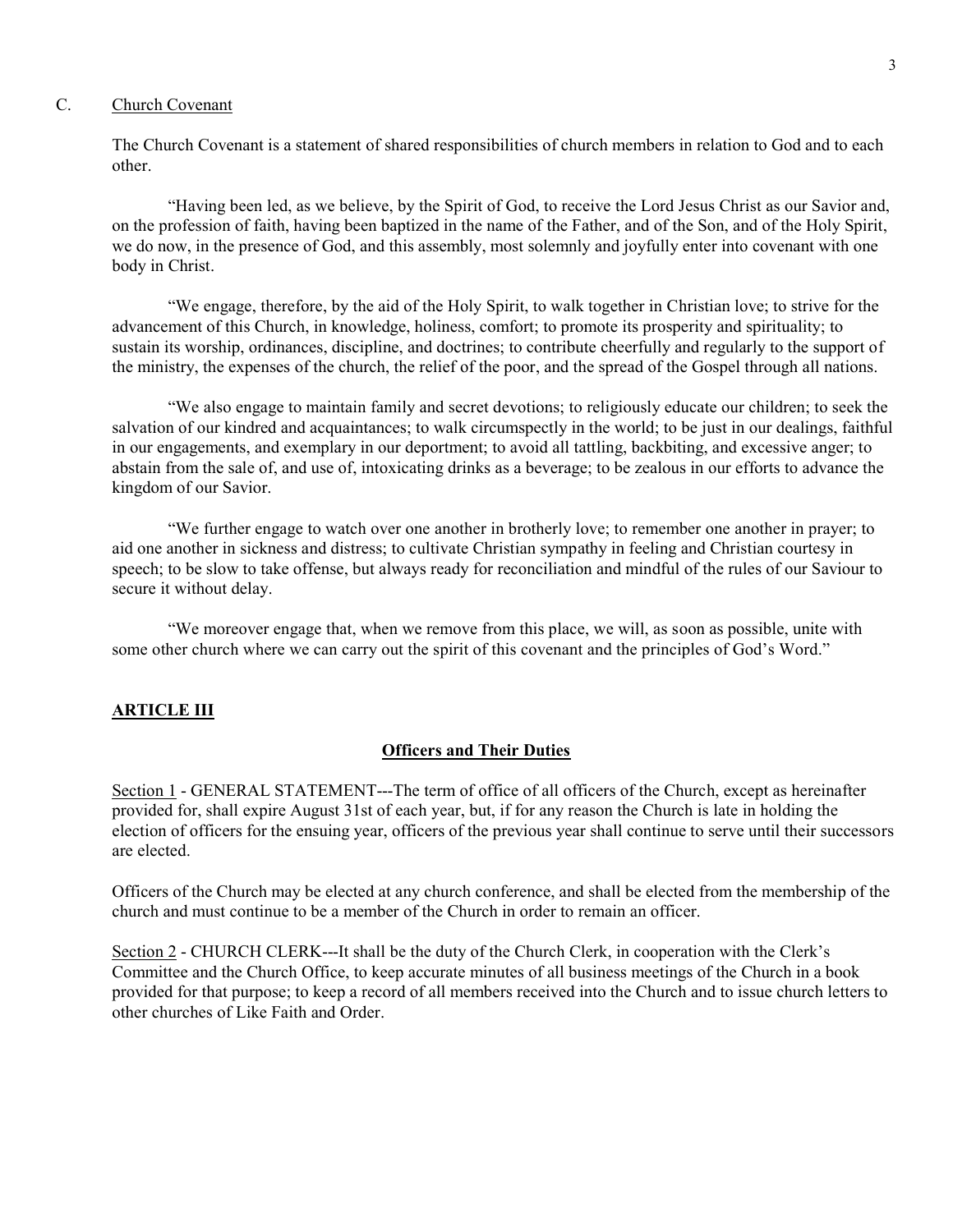C. <u>Church Covenant</u>

The Church Covenant is a statement of shared responsibilities of church members in relation to God and to each other.

"Having been led, as we believe, by the Spirit of God, to receive the Lord Jesus Christ as our Savior and, on the profession of faith, having been baptized in the name of the Father, and of the Son, and of the Holy Spirit, we do now, in the presence of God, and this assembly, most solemnly and joyfully enter into covenant with one body in Christ.

"We engage, therefore, by the aid of the Holy Spirit, to walk together in Christian love; to strive for the advancement of this Church, in knowledge, holiness, comfort; to promote its prosperity and spirituality; to sustain its worship, ordinances, discipline, and doctrines; to contribute cheerfully and regularly to the support of the ministry, the expenses of the church, the relief of the poor, and the spread of the Gospel through all nations.

"We also engage to maintain family and secret devotions; to religiously educate our children; to seek the salvation of our kindred and acquaintances; to walk circumspectly in the world; to be just in our dealings, faithful in our engagements, and exemplary in our deportment; to avoid all tattling, backbiting, and excessive anger; to abstain from the sale of, and use of, intoxicating drinks as a beverage; to be zealous in our efforts to advance the kingdom of our Savior.

"We further engage to watch over one another in brotherly love; to remember one another in prayer; to aid one another in sickness and distress; to cultivate Christian sympathy in feeling and Christian courtesy in speech; to be slow to take offense, but always ready for reconciliation and mindful of the rules of our Saviour to secure it without delay.

"We moreover engage that, when we remove from this place, we will, as soon as possible, unite with some other church where we can carry out the spirit of this covenant and the principles of God's Word."

## ARTICLE III

### Officers and Their Duties

<u>Section 1</u> - GENERAL STATEMENT---The term of office of all officers of the Church, except as hereinafter provided for, shall expire August 31st of each year, but, if for any reason the Church is late in holding the election of officers for the ensuing year, officers of the previous year shall continue to serve until their successors are elected.

Officers of the Church may be elected at any church conference, and shall be elected from the membership of the church and must continue to be a member of the Church in order to remain an officer.

<u>Section 2</u> - CHURCH CLERK---It shall be the duty of the Church Clerk, in cooperation with the Clerk's Committee and the Church Office, to keep accurate minutes of all business meetings of the Church in a book provided for that purpose; to keep a record of all members received into the Church and to issue church letters to other churches of Like Faith and Order.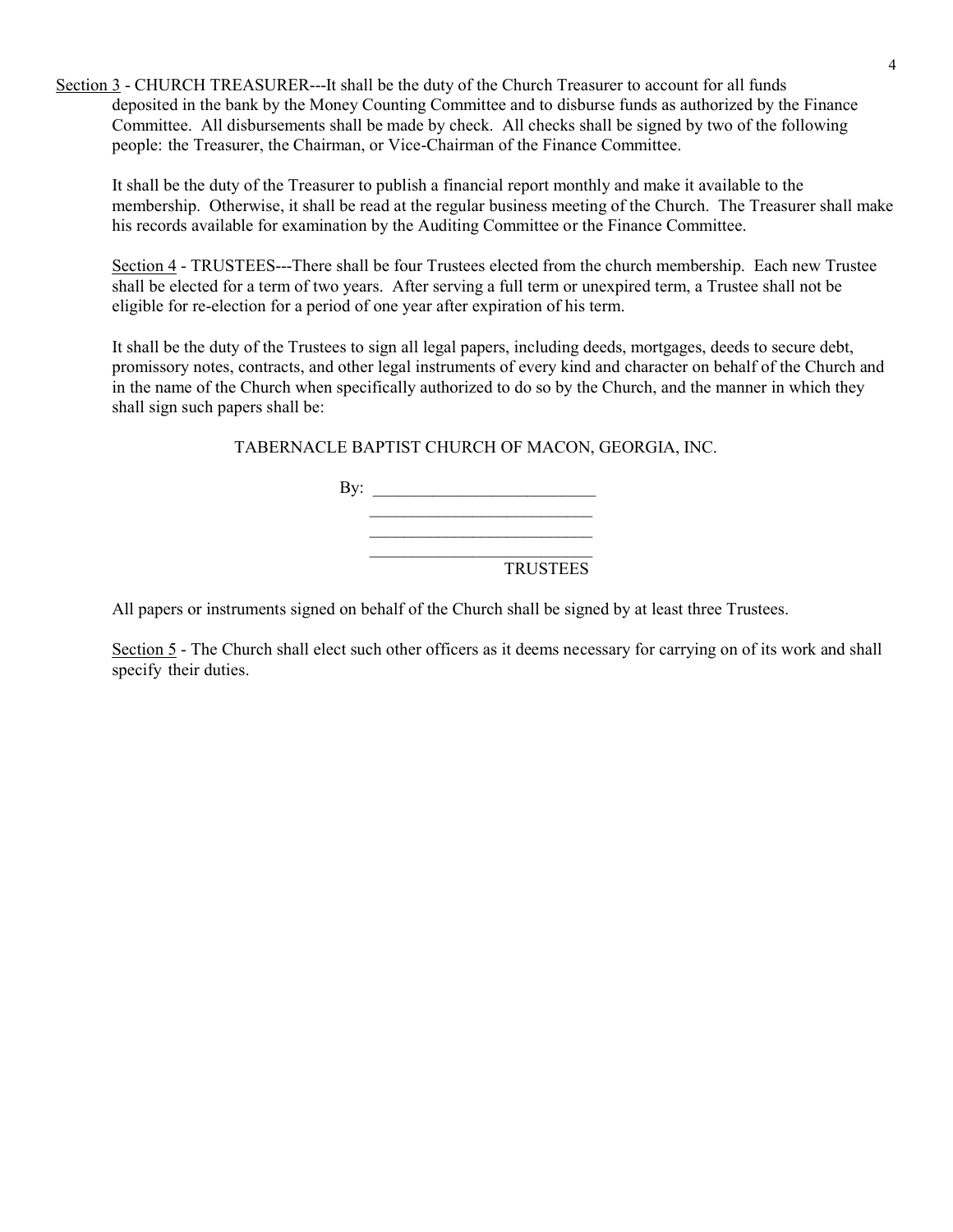Section 3 - CHURCH TREASURER---It shall be the duty of the Church Treasurer to account for all funds deposited in the bank by the Money Counting Committee and to disburse funds as authorized by the Finance Committee. All disbursements shall be made by check. All checks shall be signed by two of the following people: the Treasurer, the Chairman, or Vice-Chairman of the Finance Committee.

It shall be the duty of the Treasurer to publish a financial report monthly and make it available to the membership. Otherwise, it shall be read at the regular business meeting of the Church. The Treasurer shall make his records available for examination by the Auditing Committee or the Finance Committee.

Section 4 - TRUSTEES---There shall be four Trustees elected from the church membership. Each new Trustee shall be elected for a term of two years. After serving a full term or unexpired term, a Trustee shall not be eligible for re-election for a period of one year after expiration of his term.

It shall be the duty of the Trustees to sign all legal papers, including deeds, mortgages, deeds to secure debt, promissory notes, contracts, and other legal instruments of every kind and character on behalf of the Church and in the name of the Church when specifically authorized to do so by the Church, and the manner in which they shall sign such papers shall be:

TABERNACLE BAPTIST CHURCH OF MACON, GEORGIA, INC.

By: ___________________________

___________________________

___________________________

___________________________

TRUSTEES

All papers or instruments signed on behalf of the Church shall be signed by at least three Trustees.

Section 5 - The Church shall elect such other officers as it deems necessary for carrying on of its work and shall specify their duties.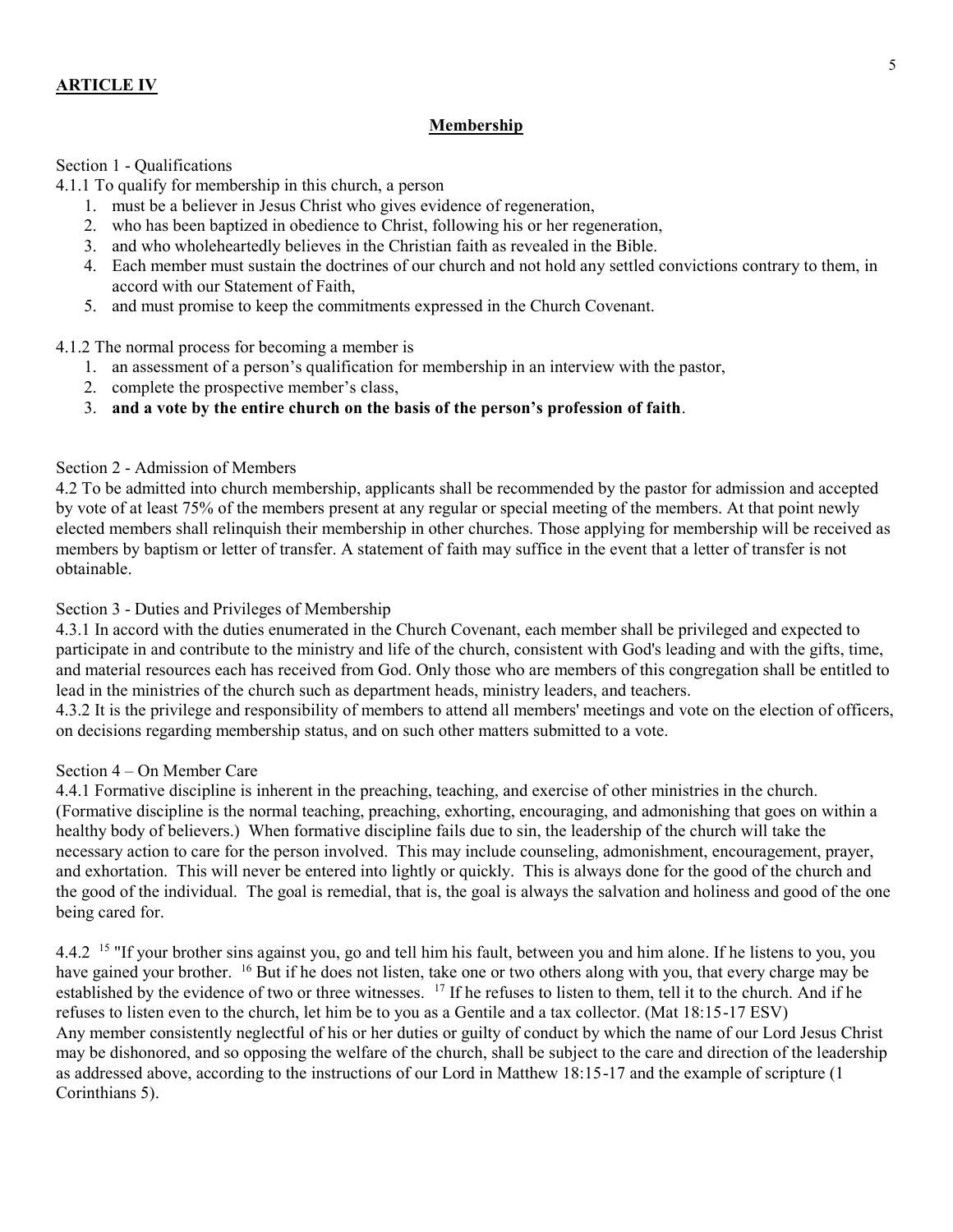**ARTICLE IV**

## **Membership**

Section 1 - Qualifications

4.1.1 To qualify for membership in this church, a person

1. must be a believer in Jesus Christ who gives evidence of regeneration,
2. who has been baptized in obedience to Christ, following his or her regeneration,
3. and who wholeheartedly believes in the Christian faith as revealed in the Bible.
4. Each member must sustain the doctrines of our church and not hold any settled convictions contrary to them, in accord with our Statement of Faith,
5. and must promise to keep the commitments expressed in the Church Covenant.

4.1.2 The normal process for becoming a member is

1. an assessment of a person's qualification for membership in an interview with the pastor,
2. complete the prospective member's class,
3. **and a vote by the entire church on the basis of the person's profession of faith**.

Section 2 - Admission of Members

4.2 To be admitted into church membership, applicants shall be recommended by the pastor for admission and accepted by vote of at least 75% of the members present at any regular or special meeting of the members. At that point newly elected members shall relinquish their membership in other churches. Those applying for membership will be received as members by baptism or letter of transfer. A statement of faith may suffice in the event that a letter of transfer is not obtainable.

Section 3 - Duties and Privileges of Membership

4.3.1 In accord with the duties enumerated in the Church Covenant, each member shall be privileged and expected to participate in and contribute to the ministry and life of the church, consistent with God's leading and with the gifts, time, and material resources each has received from God. Only those who are members of this congregation shall be entitled to lead in the ministries of the church such as department heads, ministry leaders, and teachers.

4.3.2 It is the privilege and responsibility of members to attend all members' meetings and vote on the election of officers, on decisions regarding membership status, and on such other matters submitted to a vote.

Section 4 – On Member Care

4.4.1 Formative discipline is inherent in the preaching, teaching, and exercise of other ministries in the church. (Formative discipline is the normal teaching, preaching, exhorting, encouraging, and admonishing that goes on within a healthy body of believers.) When formative discipline fails due to sin, the leadership of the church will take the necessary action to care for the person involved. This may include counseling, admonishment, encouragement, prayer, and exhortation. This will never be entered into lightly or quickly. This is always done for the good of the church and the good of the individual. The goal is remedial, that is, the goal is always the salvation and holiness and good of the one being cared for.

4.4.2 [15] "If your brother sins against you, go and tell him his fault, between you and him alone. If he listens to you, you have gained your brother. [16] But if he does not listen, take one or two others along with you, that every charge may be established by the evidence of two or three witnesses. [17] If he refuses to listen to them, tell it to the church. And if he refuses to listen even to the church, let him be to you as a Gentile and a tax collector. (Mat 18:15-17 ESV)
Any member consistently neglectful of his or her duties or guilty of conduct by which the name of our Lord Jesus Christ may be dishonored, and so opposing the welfare of the church, shall be subject to the care and direction of the leadership as addressed above, according to the instructions of our Lord in Matthew 18:15-17 and the example of scripture (1 Corinthians 5).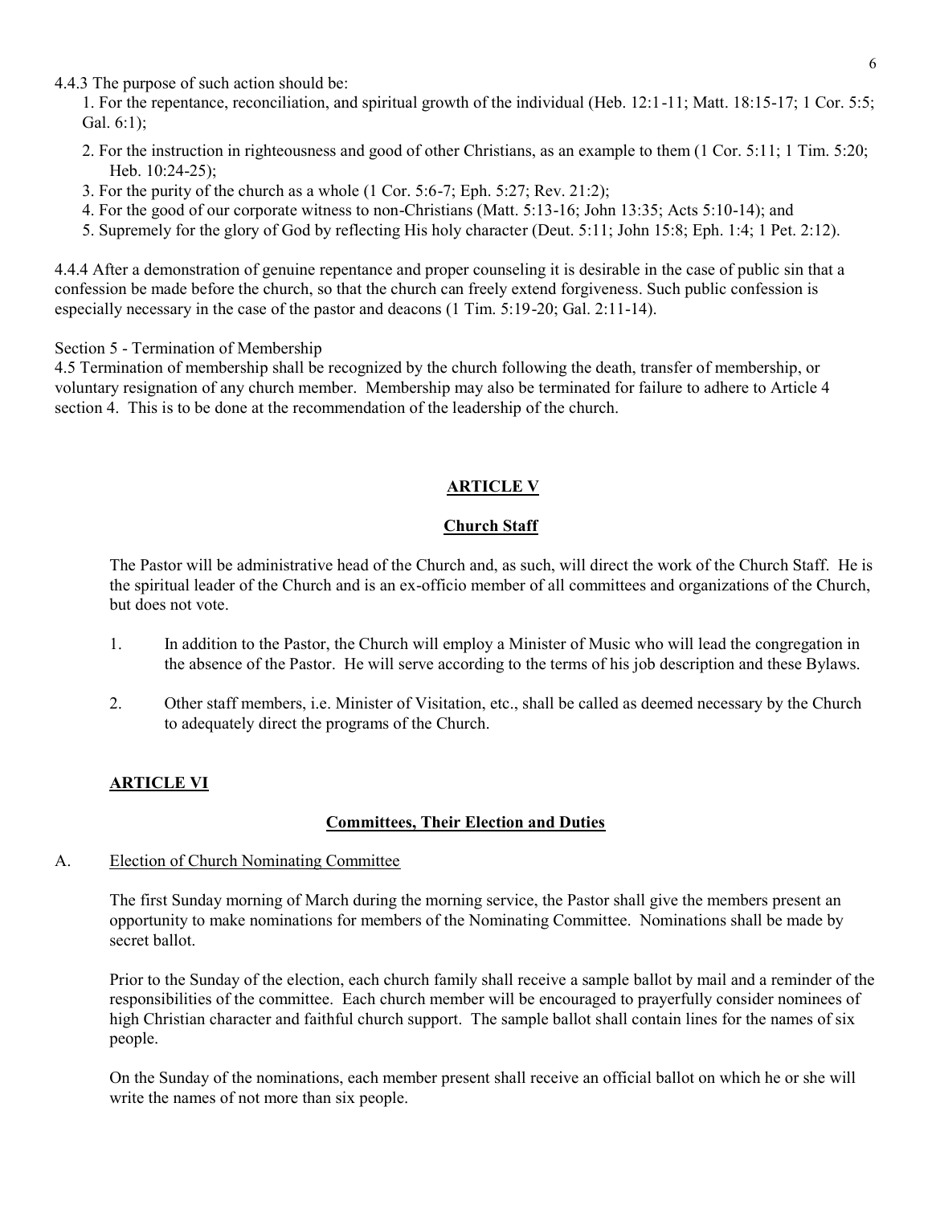4.4.3 The purpose of such action should be:

1. For the repentance, reconciliation, and spiritual growth of the individual (Heb. 12:1-11; Matt. 18:15-17; 1 Cor. 5:5; Gal. 6:1);
2. For the instruction in righteousness and good of other Christians, as an example to them (1 Cor. 5:11; 1 Tim. 5:20; Heb. 10:24-25);
3. For the purity of the church as a whole (1 Cor. 5:6-7; Eph. 5:27; Rev. 21:2);
4. For the good of our corporate witness to non-Christians (Matt. 5:13-16; John 13:35; Acts 5:10-14); and
5. Supremely for the glory of God by reflecting His holy character (Deut. 5:11; John 15:8; Eph. 1:4; 1 Pet. 2:12).

4.4.4 After a demonstration of genuine repentance and proper counseling it is desirable in the case of public sin that a confession be made before the church, so that the church can freely extend forgiveness. Such public confession is especially necessary in the case of the pastor and deacons (1 Tim. 5:19-20; Gal. 2:11-14).

Section 5 - Termination of Membership

4.5 Termination of membership shall be recognized by the church following the death, transfer of membership, or voluntary resignation of any church member. Membership may also be terminated for failure to adhere to Article 4 section 4. This is to be done at the recommendation of the leadership of the church.

## ARTICLE V

### Church Staff

The Pastor will be administrative head of the Church and, as such, will direct the work of the Church Staff. He is the spiritual leader of the Church and is an ex-officio member of all committees and organizations of the Church, but does not vote.

1. In addition to the Pastor, the Church will employ a Minister of Music who will lead the congregation in the absence of the Pastor. He will serve according to the terms of his job description and these Bylaws.
2. Other staff members, i.e. Minister of Visitation, etc., shall be called as deemed necessary by the Church to adequately direct the programs of the Church.

## ARTICLE VI

### Committees, Their Election and Duties

A. Election of Church Nominating Committee

The first Sunday morning of March during the morning service, the Pastor shall give the members present an opportunity to make nominations for members of the Nominating Committee. Nominations shall be made by secret ballot.

Prior to the Sunday of the election, each church family shall receive a sample ballot by mail and a reminder of the responsibilities of the committee. Each church member will be encouraged to prayerfully consider nominees of high Christian character and faithful church support. The sample ballot shall contain lines for the names of six people.

On the Sunday of the nominations, each member present shall receive an official ballot on which he or she will write the names of not more than six people.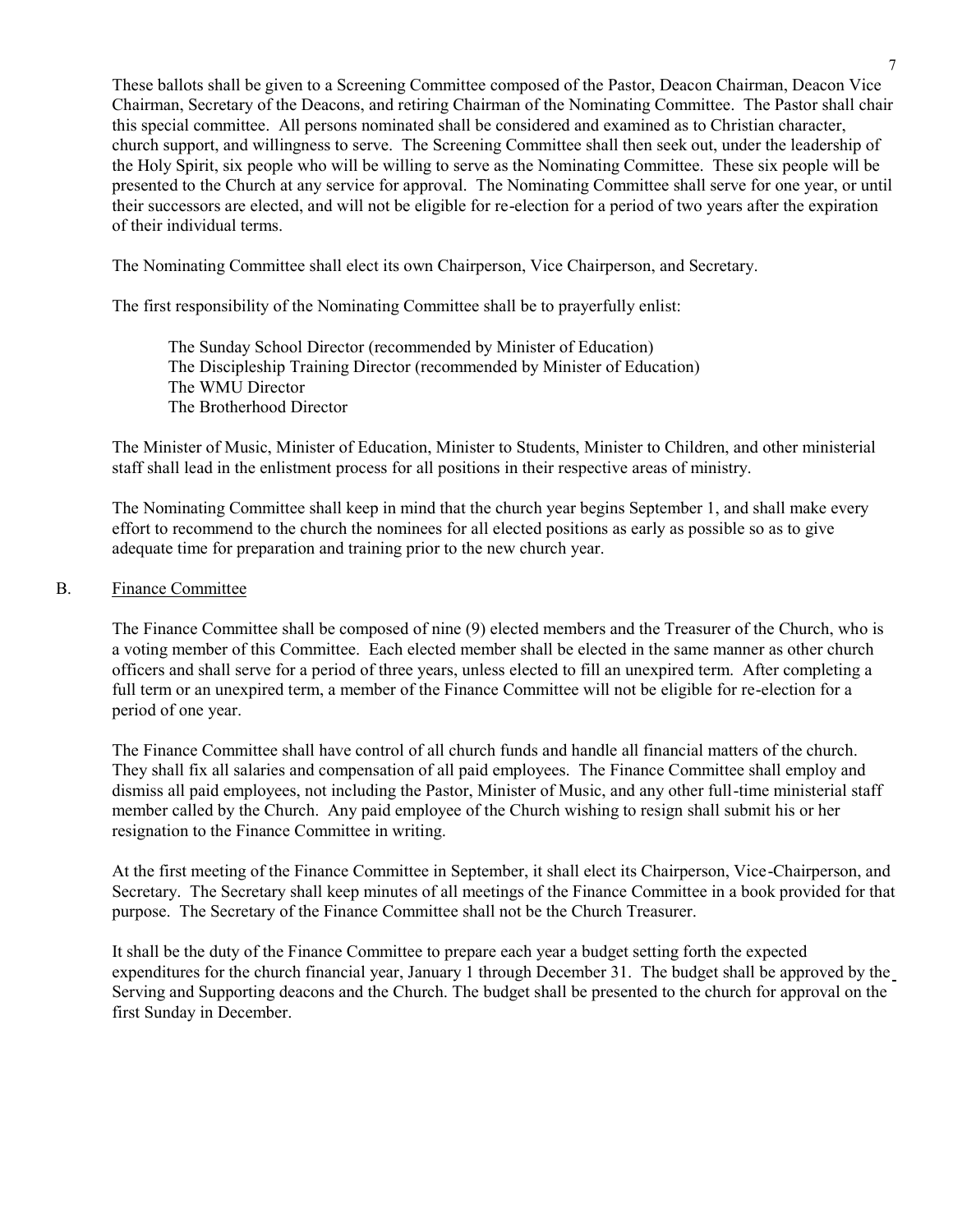These ballots shall be given to a Screening Committee composed of the Pastor, Deacon Chairman, Deacon Vice Chairman, Secretary of the Deacons, and retiring Chairman of the Nominating Committee. The Pastor shall chair this special committee. All persons nominated shall be considered and examined as to Christian character, church support, and willingness to serve. The Screening Committee shall then seek out, under the leadership of the Holy Spirit, six people who will be willing to serve as the Nominating Committee. These six people will be presented to the Church at any service for approval. The Nominating Committee shall serve for one year, or until their successors are elected, and will not be eligible for re-election for a period of two years after the expiration of their individual terms.

The Nominating Committee shall elect its own Chairperson, Vice Chairperson, and Secretary.

The first responsibility of the Nominating Committee shall be to prayerfully enlist:

The Sunday School Director (recommended by Minister of Education)
The Discipleship Training Director (recommended by Minister of Education)
The WMU Director
The Brotherhood Director

The Minister of Music, Minister of Education, Minister to Students, Minister to Children, and other ministerial staff shall lead in the enlistment process for all positions in their respective areas of ministry.

The Nominating Committee shall keep in mind that the church year begins September 1, and shall make every effort to recommend to the church the nominees for all elected positions as early as possible so as to give adequate time for preparation and training prior to the new church year.

B. Finance Committee

The Finance Committee shall be composed of nine (9) elected members and the Treasurer of the Church, who is a voting member of this Committee. Each elected member shall be elected in the same manner as other church officers and shall serve for a period of three years, unless elected to fill an unexpired term. After completing a full term or an unexpired term, a member of the Finance Committee will not be eligible for re-election for a period of one year.

The Finance Committee shall have control of all church funds and handle all financial matters of the church. They shall fix all salaries and compensation of all paid employees. The Finance Committee shall employ and dismiss all paid employees, not including the Pastor, Minister of Music, and any other full-time ministerial staff member called by the Church. Any paid employee of the Church wishing to resign shall submit his or her resignation to the Finance Committee in writing.

At the first meeting of the Finance Committee in September, it shall elect its Chairperson, Vice-Chairperson, and Secretary. The Secretary shall keep minutes of all meetings of the Finance Committee in a book provided for that purpose. The Secretary of the Finance Committee shall not be the Church Treasurer.

It shall be the duty of the Finance Committee to prepare each year a budget setting forth the expected expenditures for the church financial year, January 1 through December 31. The budget shall be approved by the Serving and Supporting deacons and the Church. The budget shall be presented to the church for approval on the first Sunday in December.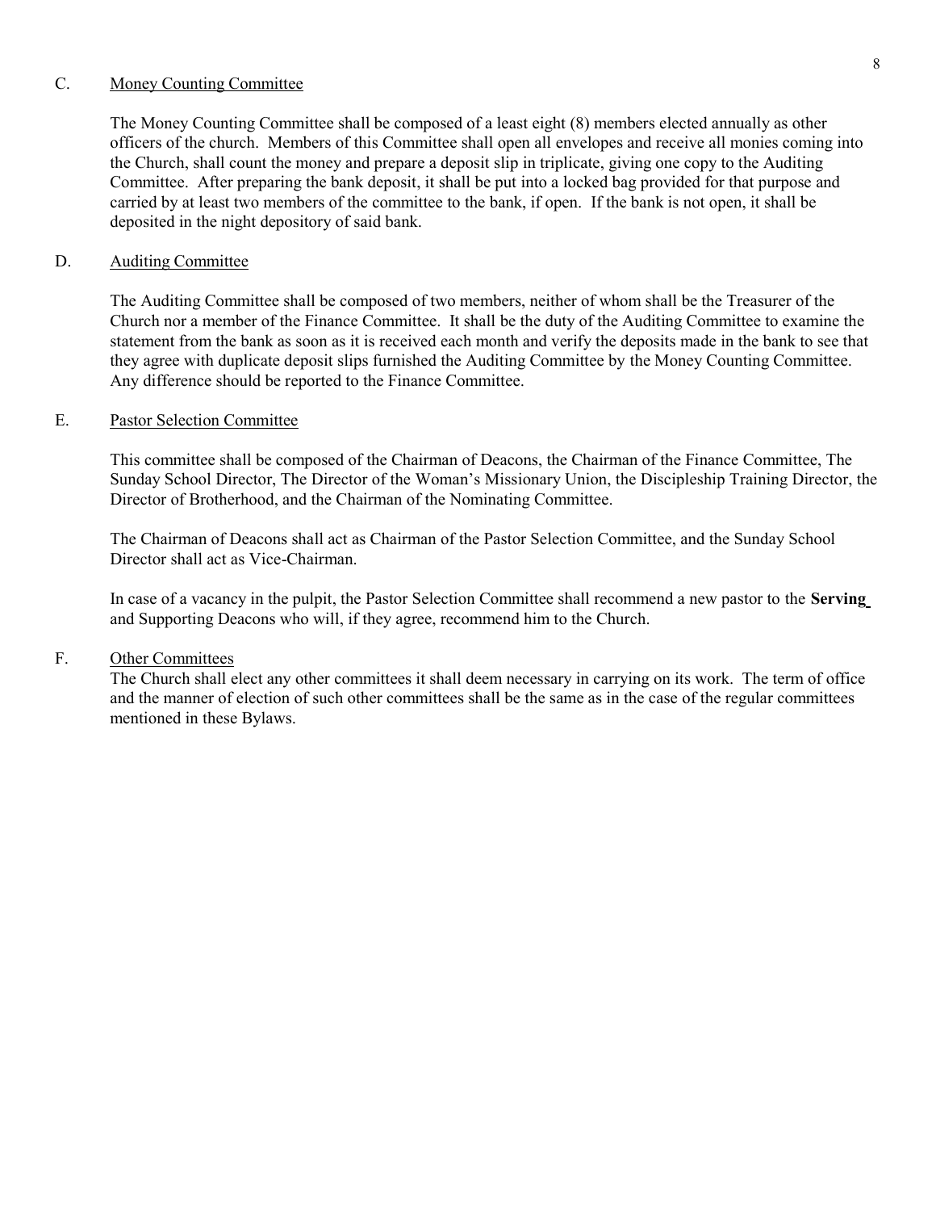### C. Money Counting Committee

The Money Counting Committee shall be composed of a least eight (8) members elected annually as other officers of the church. Members of this Committee shall open all envelopes and receive all monies coming into the Church, shall count the money and prepare a deposit slip in triplicate, giving one copy to the Auditing Committee. After preparing the bank deposit, it shall be put into a locked bag provided for that purpose and carried by at least two members of the committee to the bank, if open. If the bank is not open, it shall be deposited in the night depository of said bank.

### D. Auditing Committee

The Auditing Committee shall be composed of two members, neither of whom shall be the Treasurer of the Church nor a member of the Finance Committee. It shall be the duty of the Auditing Committee to examine the statement from the bank as soon as it is received each month and verify the deposits made in the bank to see that they agree with duplicate deposit slips furnished the Auditing Committee by the Money Counting Committee. Any difference should be reported to the Finance Committee.

### E. Pastor Selection Committee

This committee shall be composed of the Chairman of Deacons, the Chairman of the Finance Committee, The Sunday School Director, The Director of the Woman's Missionary Union, the Discipleship Training Director, the Director of Brotherhood, and the Chairman of the Nominating Committee.

The Chairman of Deacons shall act as Chairman of the Pastor Selection Committee, and the Sunday School Director shall act as Vice-Chairman.

In case of a vacancy in the pulpit, the Pastor Selection Committee shall recommend a new pastor to the **Serving** and Supporting Deacons who will, if they agree, recommend him to the Church.

### F. Other Committees

The Church shall elect any other committees it shall deem necessary in carrying on its work. The term of office and the manner of election of such other committees shall be the same as in the case of the regular committees mentioned in these Bylaws.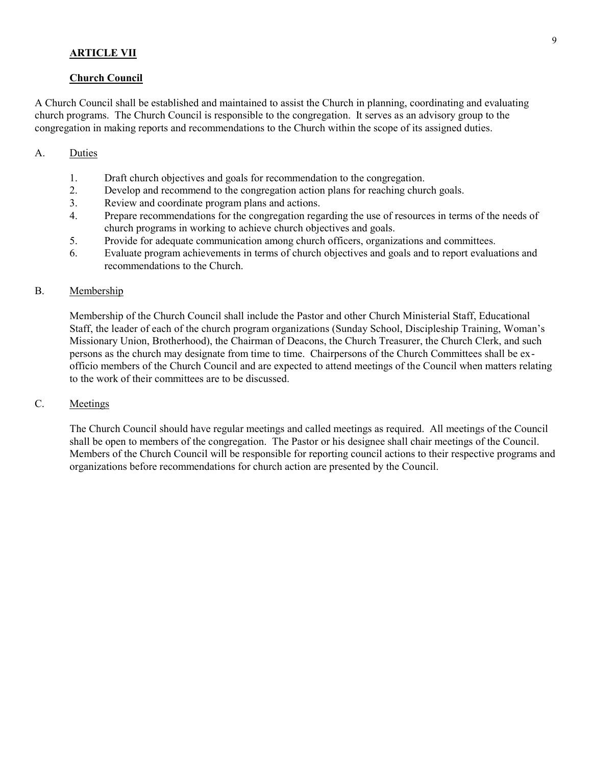## ARTICLE VII

### Church Council

A Church Council shall be established and maintained to assist the Church in planning, coordinating and evaluating church programs. The Church Council is responsible to the congregation. It serves as an advisory group to the congregation in making reports and recommendations to the Church within the scope of its assigned duties.

A. Duties

1. Draft church objectives and goals for recommendation to the congregation.
2. Develop and recommend to the congregation action plans for reaching church goals.
3. Review and coordinate program plans and actions.
4. Prepare recommendations for the congregation regarding the use of resources in terms of the needs of church programs in working to achieve church objectives and goals.
5. Provide for adequate communication among church officers, organizations and committees.
6. Evaluate program achievements in terms of church objectives and goals and to report evaluations and recommendations to the Church.

B. Membership

Membership of the Church Council shall include the Pastor and other Church Ministerial Staff, Educational Staff, the leader of each of the church program organizations (Sunday School, Discipleship Training, Woman's Missionary Union, Brotherhood), the Chairman of Deacons, the Church Treasurer, the Church Clerk, and such persons as the church may designate from time to time. Chairpersons of the Church Committees shall be ex-officio members of the Church Council and are expected to attend meetings of the Council when matters relating to the work of their committees are to be discussed.

C. Meetings

The Church Council should have regular meetings and called meetings as required. All meetings of the Council shall be open to members of the congregation. The Pastor or his designee shall chair meetings of the Council. Members of the Church Council will be responsible for reporting council actions to their respective programs and organizations before recommendations for church action are presented by the Council.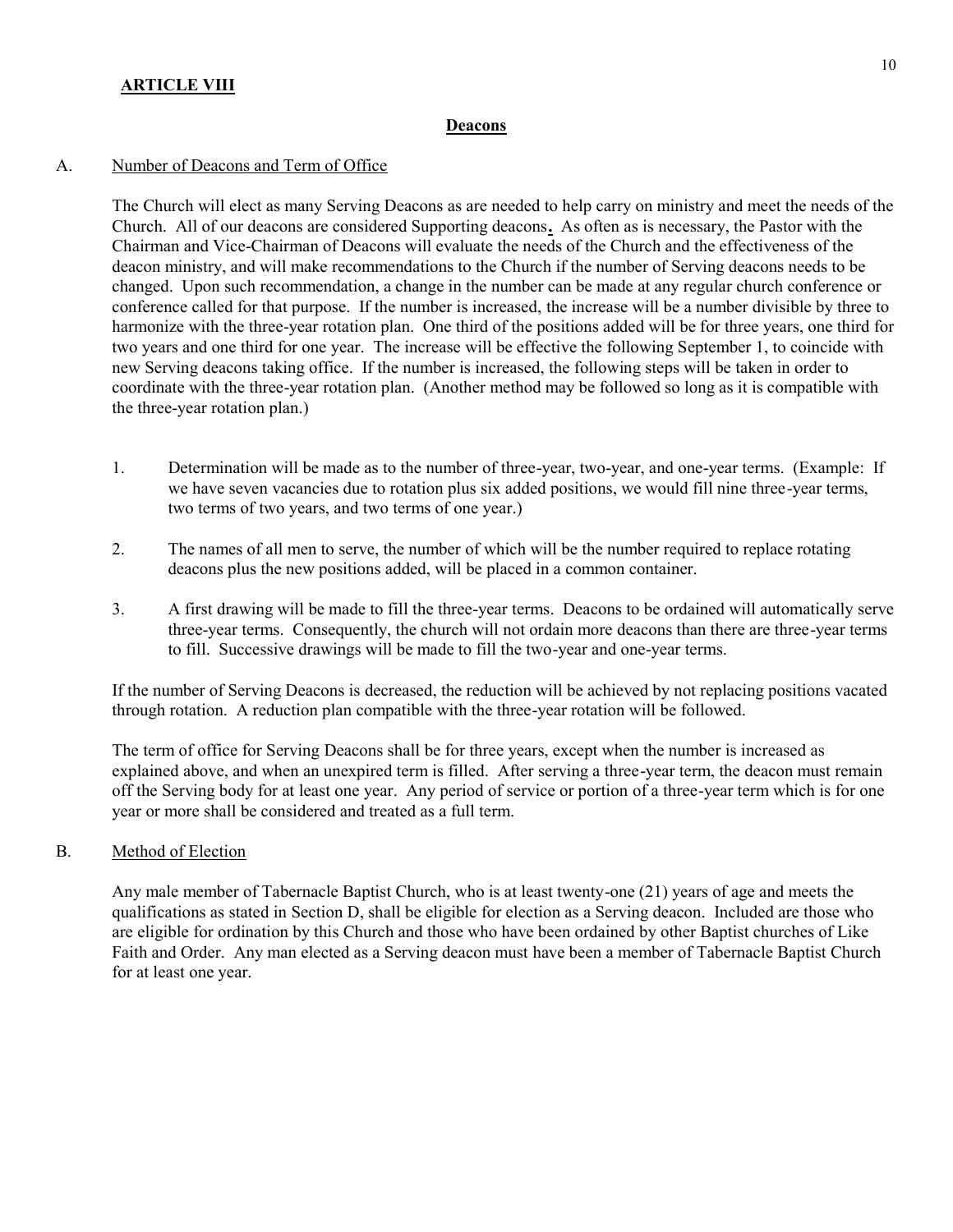## ARTICLE VIII

### Deacons

A. Number of Deacons and Term of Office

The Church will elect as many Serving Deacons as are needed to help carry on ministry and meet the needs of the Church. All of our deacons are considered Supporting deacons**.** As often as is necessary, the Pastor with the Chairman and Vice-Chairman of Deacons will evaluate the needs of the Church and the effectiveness of the deacon ministry, and will make recommendations to the Church if the number of Serving deacons needs to be changed. Upon such recommendation, a change in the number can be made at any regular church conference or conference called for that purpose. If the number is increased, the increase will be a number divisible by three to harmonize with the three-year rotation plan. One third of the positions added will be for three years, one third for two years and one third for one year. The increase will be effective the following September 1, to coincide with new Serving deacons taking office. If the number is increased, the following steps will be taken in order to coordinate with the three-year rotation plan. (Another method may be followed so long as it is compatible with the three-year rotation plan.)

1. Determination will be made as to the number of three-year, two-year, and one-year terms. (Example: If we have seven vacancies due to rotation plus six added positions, we would fill nine three-year terms, two terms of two years, and two terms of one year.)
2. The names of all men to serve, the number of which will be the number required to replace rotating deacons plus the new positions added, will be placed in a common container.
3. A first drawing will be made to fill the three-year terms. Deacons to be ordained will automatically serve three-year terms. Consequently, the church will not ordain more deacons than there are three-year terms to fill. Successive drawings will be made to fill the two-year and one-year terms.

If the number of Serving Deacons is decreased, the reduction will be achieved by not replacing positions vacated through rotation. A reduction plan compatible with the three-year rotation will be followed.

The term of office for Serving Deacons shall be for three years, except when the number is increased as explained above, and when an unexpired term is filled. After serving a three-year term, the deacon must remain off the Serving body for at least one year. Any period of service or portion of a three-year term which is for one year or more shall be considered and treated as a full term.

B. Method of Election

Any male member of Tabernacle Baptist Church, who is at least twenty-one (21) years of age and meets the qualifications as stated in Section D, shall be eligible for election as a Serving deacon. Included are those who are eligible for ordination by this Church and those who have been ordained by other Baptist churches of Like Faith and Order. Any man elected as a Serving deacon must have been a member of Tabernacle Baptist Church for at least one year.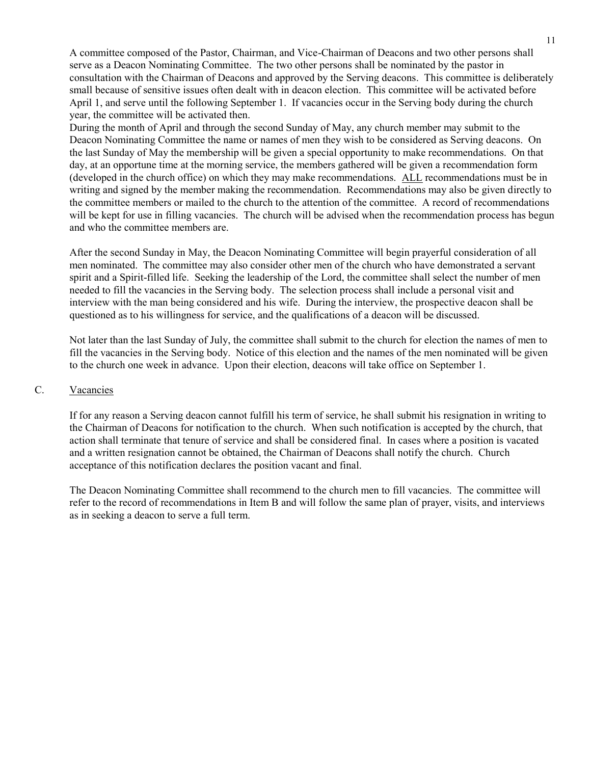A committee composed of the Pastor, Chairman, and Vice-Chairman of Deacons and two other persons shall serve as a Deacon Nominating Committee. The two other persons shall be nominated by the pastor in consultation with the Chairman of Deacons and approved by the Serving deacons. This committee is deliberately small because of sensitive issues often dealt with in deacon election. This committee will be activated before April 1, and serve until the following September 1. If vacancies occur in the Serving body during the church year, the committee will be activated then.

During the month of April and through the second Sunday of May, any church member may submit to the Deacon Nominating Committee the name or names of men they wish to be considered as Serving deacons. On the last Sunday of May the membership will be given a special opportunity to make recommendations. On that day, at an opportune time at the morning service, the members gathered will be given a recommendation form (developed in the church office) on which they may make recommendations. <u>ALL</u> recommendations must be in writing and signed by the member making the recommendation. Recommendations may also be given directly to the committee members or mailed to the church to the attention of the committee. A record of recommendations will be kept for use in filling vacancies. The church will be advised when the recommendation process has begun and who the committee members are.

After the second Sunday in May, the Deacon Nominating Committee will begin prayerful consideration of all men nominated. The committee may also consider other men of the church who have demonstrated a servant spirit and a Spirit-filled life. Seeking the leadership of the Lord, the committee shall select the number of men needed to fill the vacancies in the Serving body. The selection process shall include a personal visit and interview with the man being considered and his wife. During the interview, the prospective deacon shall be questioned as to his willingness for service, and the qualifications of a deacon will be discussed.

Not later than the last Sunday of July, the committee shall submit to the church for election the names of men to fill the vacancies in the Serving body. Notice of this election and the names of the men nominated will be given to the church one week in advance. Upon their election, deacons will take office on September 1.

C. <u>Vacancies</u>

If for any reason a Serving deacon cannot fulfill his term of service, he shall submit his resignation in writing to the Chairman of Deacons for notification to the church. When such notification is accepted by the church, that action shall terminate that tenure of service and shall be considered final. In cases where a position is vacated and a written resignation cannot be obtained, the Chairman of Deacons shall notify the church. Church acceptance of this notification declares the position vacant and final.

The Deacon Nominating Committee shall recommend to the church men to fill vacancies. The committee will refer to the record of recommendations in Item B and will follow the same plan of prayer, visits, and interviews as in seeking a deacon to serve a full term.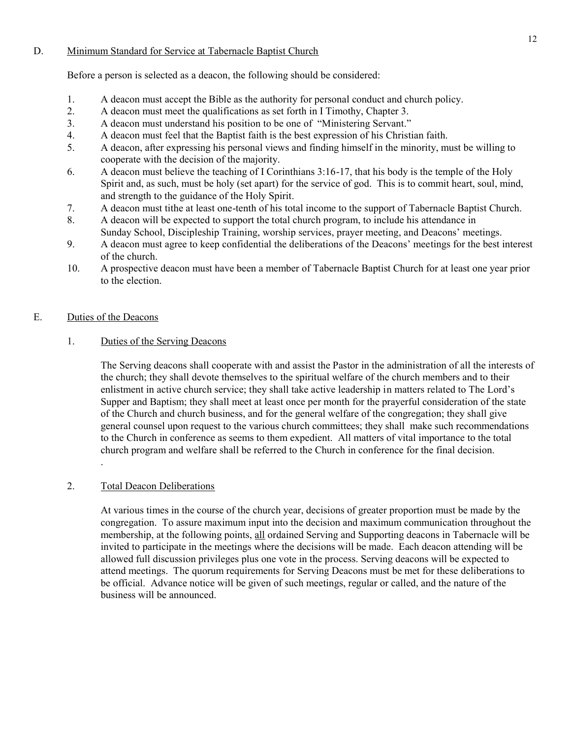## D. <u>Minimum Standard for Service at Tabernacle Baptist Church</u>

Before a person is selected as a deacon, the following should be considered:

1. A deacon must accept the Bible as the authority for personal conduct and church policy.
2. A deacon must meet the qualifications as set forth in I Timothy, Chapter 3.
3. A deacon must understand his position to be one of "Ministering Servant."
4. A deacon must feel that the Baptist faith is the best expression of his Christian faith.
5. A deacon, after expressing his personal views and finding himself in the minority, must be willing to cooperate with the decision of the majority.
6. A deacon must believe the teaching of I Corinthians 3:16-17, that his body is the temple of the Holy Spirit and, as such, must be holy (set apart) for the service of god. This is to commit heart, soul, mind, and strength to the guidance of the Holy Spirit.
7. A deacon must tithe at least one-tenth of his total income to the support of Tabernacle Baptist Church.
8. A deacon will be expected to support the total church program, to include his attendance in Sunday School, Discipleship Training, worship services, prayer meeting, and Deacons' meetings.
9. A deacon must agree to keep confidential the deliberations of the Deacons' meetings for the best interest of the church.
10. A prospective deacon must have been a member of Tabernacle Baptist Church for at least one year prior to the election.

## E. <u>Duties of the Deacons</u>

### 1. <u>Duties of the Serving Deacons</u>

The Serving deacons shall cooperate with and assist the Pastor in the administration of all the interests of the church; they shall devote themselves to the spiritual welfare of the church members and to their enlistment in active church service; they shall take active leadership in matters related to The Lord's Supper and Baptism; they shall meet at least once per month for the prayerful consideration of the state of the Church and church business, and for the general welfare of the congregation; they shall give general counsel upon request to the various church committees; they shall make such recommendations to the Church in conference as seems to them expedient. All matters of vital importance to the total church program and welfare shall be referred to the Church in conference for the final decision.
.

### 2. <u>Total Deacon Deliberations</u>

At various times in the course of the church year, decisions of greater proportion must be made by the congregation. To assure maximum input into the decision and maximum communication throughout the membership, at the following points, <u>all</u> ordained Serving and Supporting deacons in Tabernacle will be invited to participate in the meetings where the decisions will be made. Each deacon attending will be allowed full discussion privileges plus one vote in the process. Serving deacons will be expected to attend meetings. The quorum requirements for Serving Deacons must be met for these deliberations to be official. Advance notice will be given of such meetings, regular or called, and the nature of the business will be announced.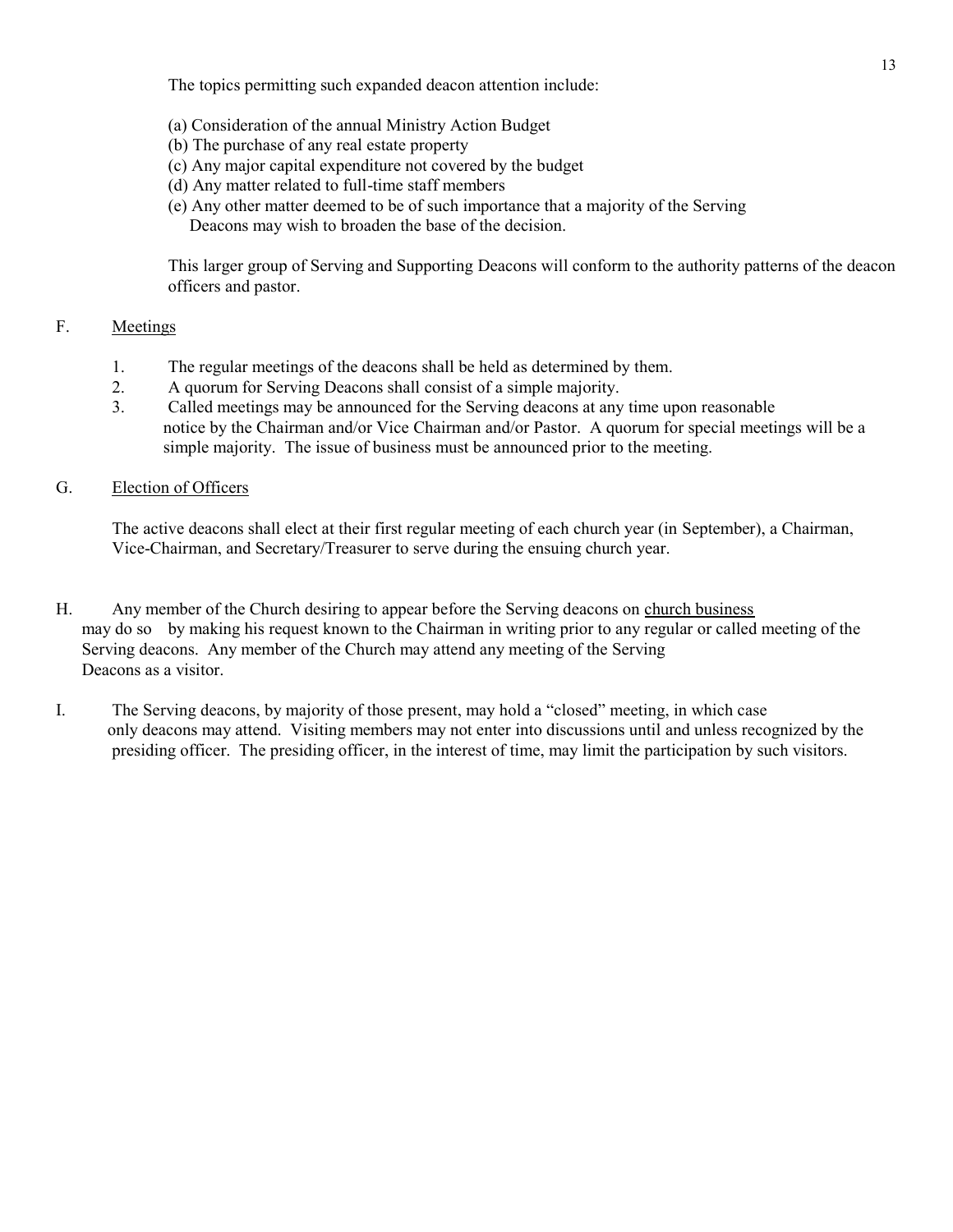The topics permitting such expanded deacon attention include:

(a) Consideration of the annual Ministry Action Budget
(b) The purchase of any real estate property
(c) Any major capital expenditure not covered by the budget
(d) Any matter related to full-time staff members
(e) Any other matter deemed to be of such importance that a majority of the Serving Deacons may wish to broaden the base of the decision.

This larger group of Serving and Supporting Deacons will conform to the authority patterns of the deacon officers and pastor.

F. <u>Meetings</u>

1. The regular meetings of the deacons shall be held as determined by them.
2. A quorum for Serving Deacons shall consist of a simple majority.
3. Called meetings may be announced for the Serving deacons at any time upon reasonable notice by the Chairman and/or Vice Chairman and/or Pastor. A quorum for special meetings will be a simple majority. The issue of business must be announced prior to the meeting.

G. <u>Election of Officers</u>

The active deacons shall elect at their first regular meeting of each church year (in September), a Chairman, Vice-Chairman, and Secretary/Treasurer to serve during the ensuing church year.

H. Any member of the Church desiring to appear before the Serving deacons on <u>church business</u> may do so by making his request known to the Chairman in writing prior to any regular or called meeting of the Serving deacons. Any member of the Church may attend any meeting of the Serving Deacons as a visitor.

I. The Serving deacons, by majority of those present, may hold a "closed" meeting, in which case only deacons may attend. Visiting members may not enter into discussions until and unless recognized by the presiding officer. The presiding officer, in the interest of time, may limit the participation by such visitors.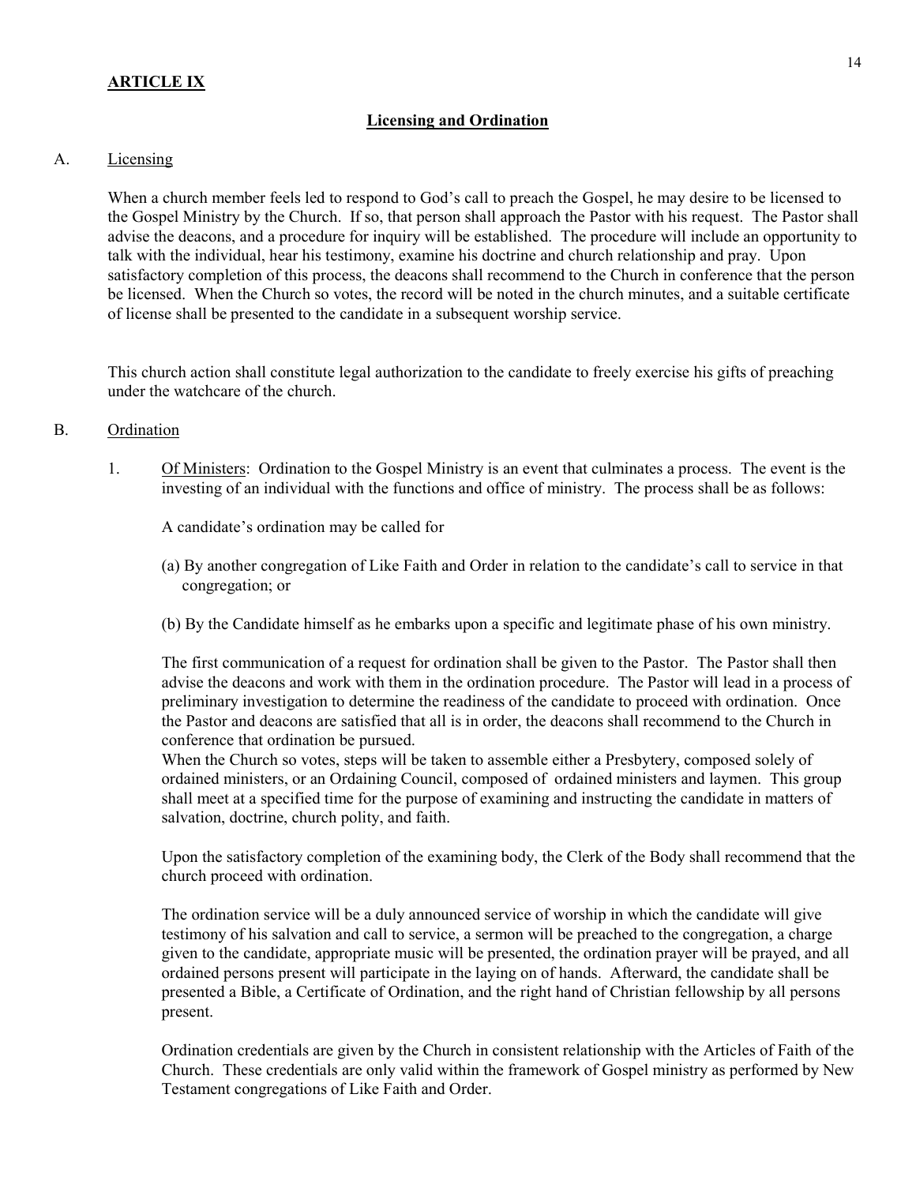## ARTICLE IX

### Licensing and Ordination

A. Licensing

When a church member feels led to respond to God's call to preach the Gospel, he may desire to be licensed to the Gospel Ministry by the Church. If so, that person shall approach the Pastor with his request. The Pastor shall advise the deacons, and a procedure for inquiry will be established. The procedure will include an opportunity to talk with the individual, hear his testimony, examine his doctrine and church relationship and pray. Upon satisfactory completion of this process, the deacons shall recommend to the Church in conference that the person be licensed. When the Church so votes, the record will be noted in the church minutes, and a suitable certificate of license shall be presented to the candidate in a subsequent worship service.

This church action shall constitute legal authorization to the candidate to freely exercise his gifts of preaching under the watchcare of the church.

B. Ordination

1. Of Ministers: Ordination to the Gospel Ministry is an event that culminates a process. The event is the investing of an individual with the functions and office of ministry. The process shall be as follows:

   A candidate's ordination may be called for

   (a) By another congregation of Like Faith and Order in relation to the candidate's call to service in that congregation; or

   (b) By the Candidate himself as he embarks upon a specific and legitimate phase of his own ministry.

   The first communication of a request for ordination shall be given to the Pastor. The Pastor shall then advise the deacons and work with them in the ordination procedure. The Pastor will lead in a process of preliminary investigation to determine the readiness of the candidate to proceed with ordination. Once the Pastor and deacons are satisfied that all is in order, the deacons shall recommend to the Church in conference that ordination be pursued.
   When the Church so votes, steps will be taken to assemble either a Presbytery, composed solely of ordained ministers, or an Ordaining Council, composed of ordained ministers and laymen. This group shall meet at a specified time for the purpose of examining and instructing the candidate in matters of salvation, doctrine, church polity, and faith.

   Upon the satisfactory completion of the examining body, the Clerk of the Body shall recommend that the church proceed with ordination.

   The ordination service will be a duly announced service of worship in which the candidate will give testimony of his salvation and call to service, a sermon will be preached to the congregation, a charge given to the candidate, appropriate music will be presented, the ordination prayer will be prayed, and all ordained persons present will participate in the laying on of hands. Afterward, the candidate shall be presented a Bible, a Certificate of Ordination, and the right hand of Christian fellowship by all persons present.

   Ordination credentials are given by the Church in consistent relationship with the Articles of Faith of the Church. These credentials are only valid within the framework of Gospel ministry as performed by New Testament congregations of Like Faith and Order.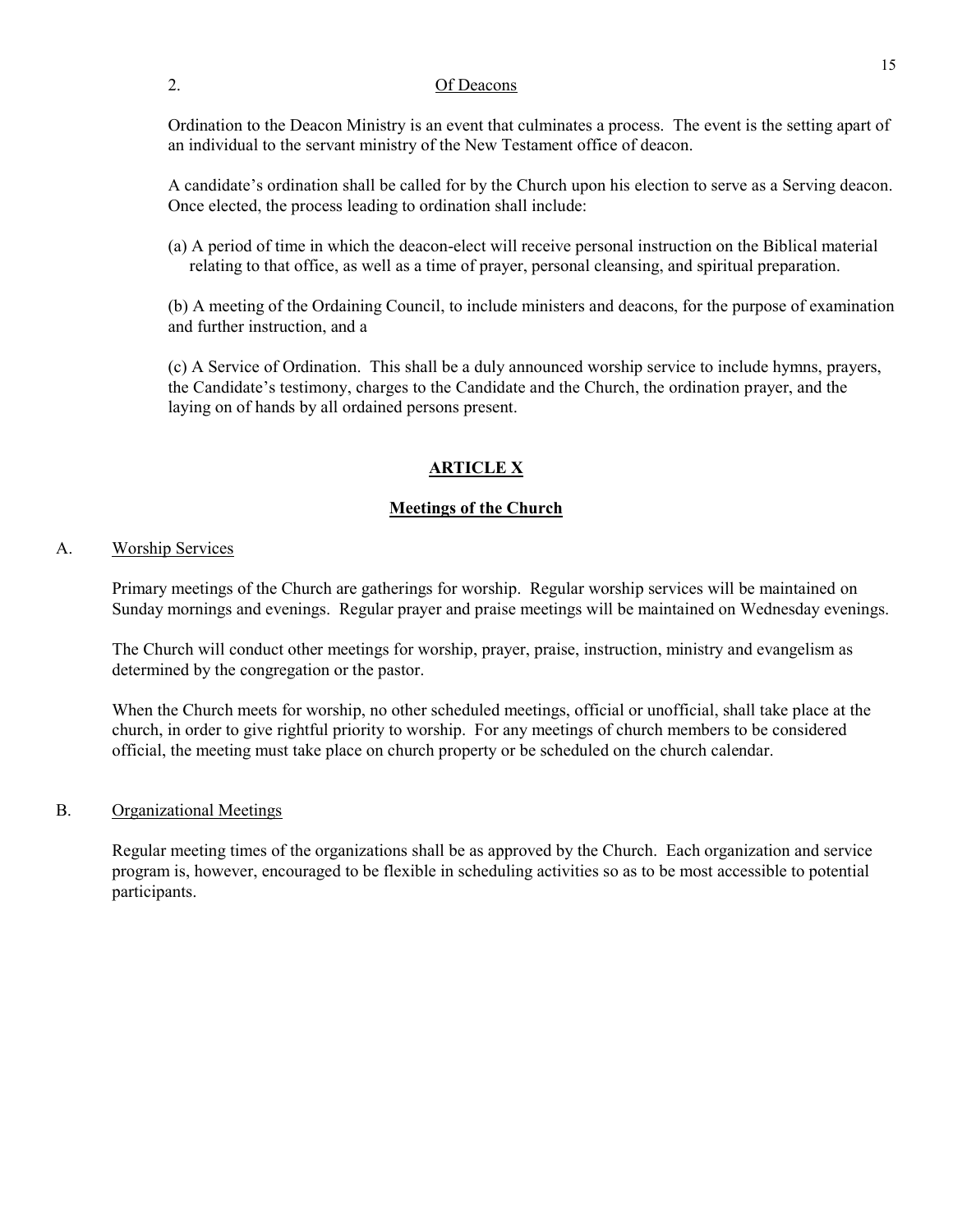2. Of Deacons

Ordination to the Deacon Ministry is an event that culminates a process. The event is the setting apart of an individual to the servant ministry of the New Testament office of deacon.

A candidate's ordination shall be called for by the Church upon his election to serve as a Serving deacon. Once elected, the process leading to ordination shall include:

(a) A period of time in which the deacon-elect will receive personal instruction on the Biblical material relating to that office, as well as a time of prayer, personal cleansing, and spiritual preparation.

(b) A meeting of the Ordaining Council, to include ministers and deacons, for the purpose of examination and further instruction, and a

(c) A Service of Ordination. This shall be a duly announced worship service to include hymns, prayers, the Candidate's testimony, charges to the Candidate and the Church, the ordination prayer, and the laying on of hands by all ordained persons present.

## ARTICLE X

## Meetings of the Church

A. Worship Services

Primary meetings of the Church are gatherings for worship. Regular worship services will be maintained on Sunday mornings and evenings. Regular prayer and praise meetings will be maintained on Wednesday evenings.

The Church will conduct other meetings for worship, prayer, praise, instruction, ministry and evangelism as determined by the congregation or the pastor.

When the Church meets for worship, no other scheduled meetings, official or unofficial, shall take place at the church, in order to give rightful priority to worship. For any meetings of church members to be considered official, the meeting must take place on church property or be scheduled on the church calendar.

B. Organizational Meetings

Regular meeting times of the organizations shall be as approved by the Church. Each organization and service program is, however, encouraged to be flexible in scheduling activities so as to be most accessible to potential participants.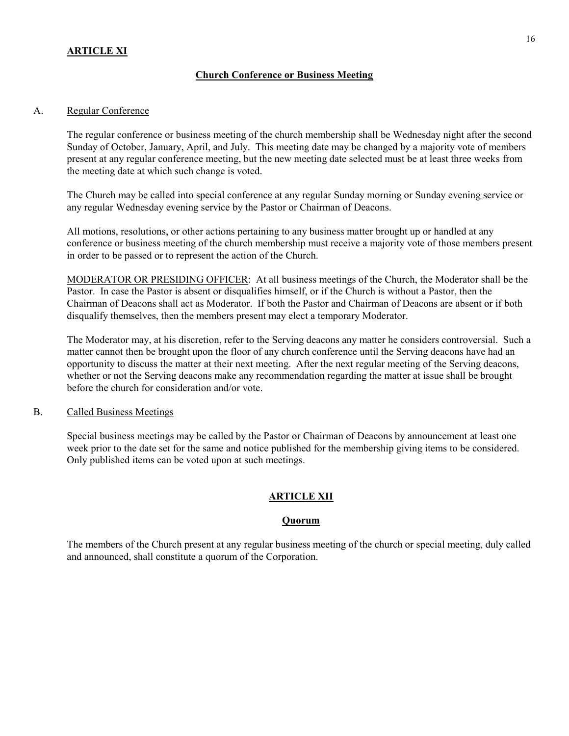## ARTICLE XI

### Church Conference or Business Meeting

A. Regular Conference

The regular conference or business meeting of the church membership shall be Wednesday night after the second Sunday of October, January, April, and July. This meeting date may be changed by a majority vote of members present at any regular conference meeting, but the new meeting date selected must be at least three weeks from the meeting date at which such change is voted.

The Church may be called into special conference at any regular Sunday morning or Sunday evening service or any regular Wednesday evening service by the Pastor or Chairman of Deacons.

All motions, resolutions, or other actions pertaining to any business matter brought up or handled at any conference or business meeting of the church membership must receive a majority vote of those members present in order to be passed or to represent the action of the Church.

MODERATOR OR PRESIDING OFFICER: At all business meetings of the Church, the Moderator shall be the Pastor. In case the Pastor is absent or disqualifies himself, or if the Church is without a Pastor, then the Chairman of Deacons shall act as Moderator. If both the Pastor and Chairman of Deacons are absent or if both disqualify themselves, then the members present may elect a temporary Moderator.

The Moderator may, at his discretion, refer to the Serving deacons any matter he considers controversial. Such a matter cannot then be brought upon the floor of any church conference until the Serving deacons have had an opportunity to discuss the matter at their next meeting. After the next regular meeting of the Serving deacons, whether or not the Serving deacons make any recommendation regarding the matter at issue shall be brought before the church for consideration and/or vote.

B. Called Business Meetings

Special business meetings may be called by the Pastor or Chairman of Deacons by announcement at least one week prior to the date set for the same and notice published for the membership giving items to be considered. Only published items can be voted upon at such meetings.

## ARTICLE XII

### Quorum

The members of the Church present at any regular business meeting of the church or special meeting, duly called and announced, shall constitute a quorum of the Corporation.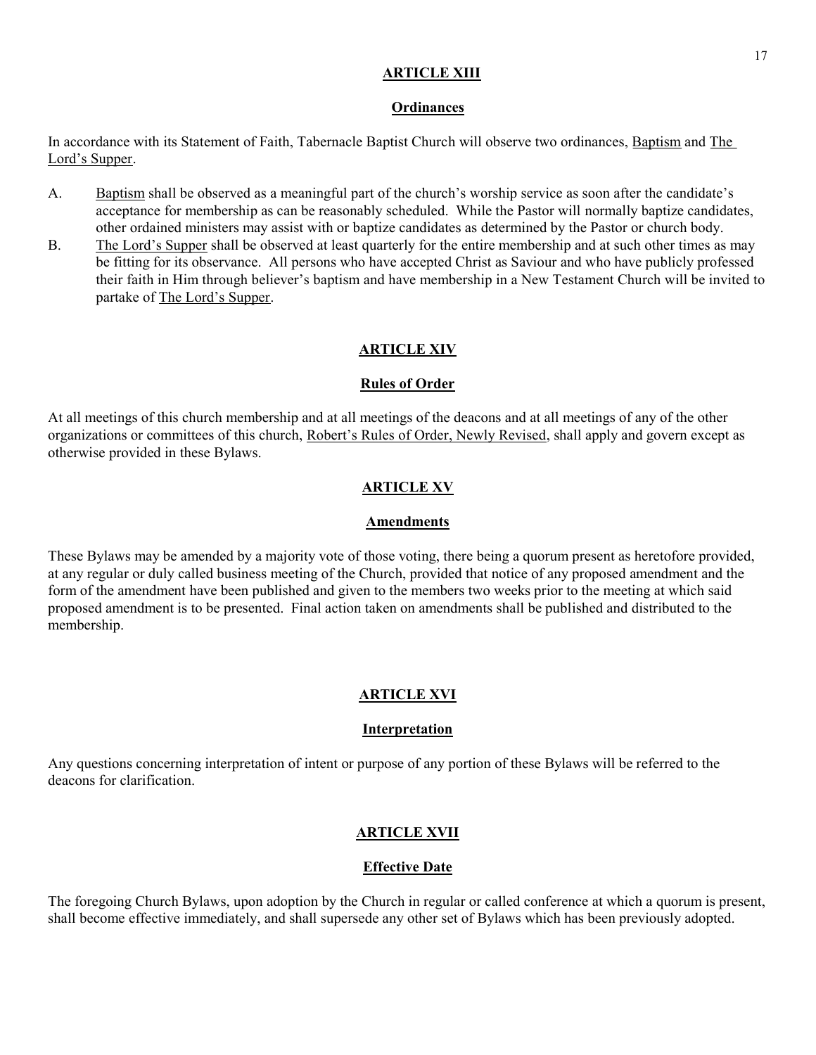## ARTICLE XIII

### Ordinances

In accordance with its Statement of Faith, Tabernacle Baptist Church will observe two ordinances, Baptism and The Lord's Supper.

A. Baptism shall be observed as a meaningful part of the church's worship service as soon after the candidate's acceptance for membership as can be reasonably scheduled. While the Pastor will normally baptize candidates, other ordained ministers may assist with or baptize candidates as determined by the Pastor or church body.

B. The Lord's Supper shall be observed at least quarterly for the entire membership and at such other times as may be fitting for its observance. All persons who have accepted Christ as Saviour and who have publicly professed their faith in Him through believer's baptism and have membership in a New Testament Church will be invited to partake of The Lord's Supper.

## ARTICLE XIV

### Rules of Order

At all meetings of this church membership and at all meetings of the deacons and at all meetings of any of the other organizations or committees of this church, Robert's Rules of Order, Newly Revised, shall apply and govern except as otherwise provided in these Bylaws.

## ARTICLE XV

### Amendments

These Bylaws may be amended by a majority vote of those voting, there being a quorum present as heretofore provided, at any regular or duly called business meeting of the Church, provided that notice of any proposed amendment and the form of the amendment have been published and given to the members two weeks prior to the meeting at which said proposed amendment is to be presented. Final action taken on amendments shall be published and distributed to the membership.

## ARTICLE XVI

### Interpretation

Any questions concerning interpretation of intent or purpose of any portion of these Bylaws will be referred to the deacons for clarification.

## ARTICLE XVII

### Effective Date

The foregoing Church Bylaws, upon adoption by the Church in regular or called conference at which a quorum is present, shall become effective immediately, and shall supersede any other set of Bylaws which has been previously adopted.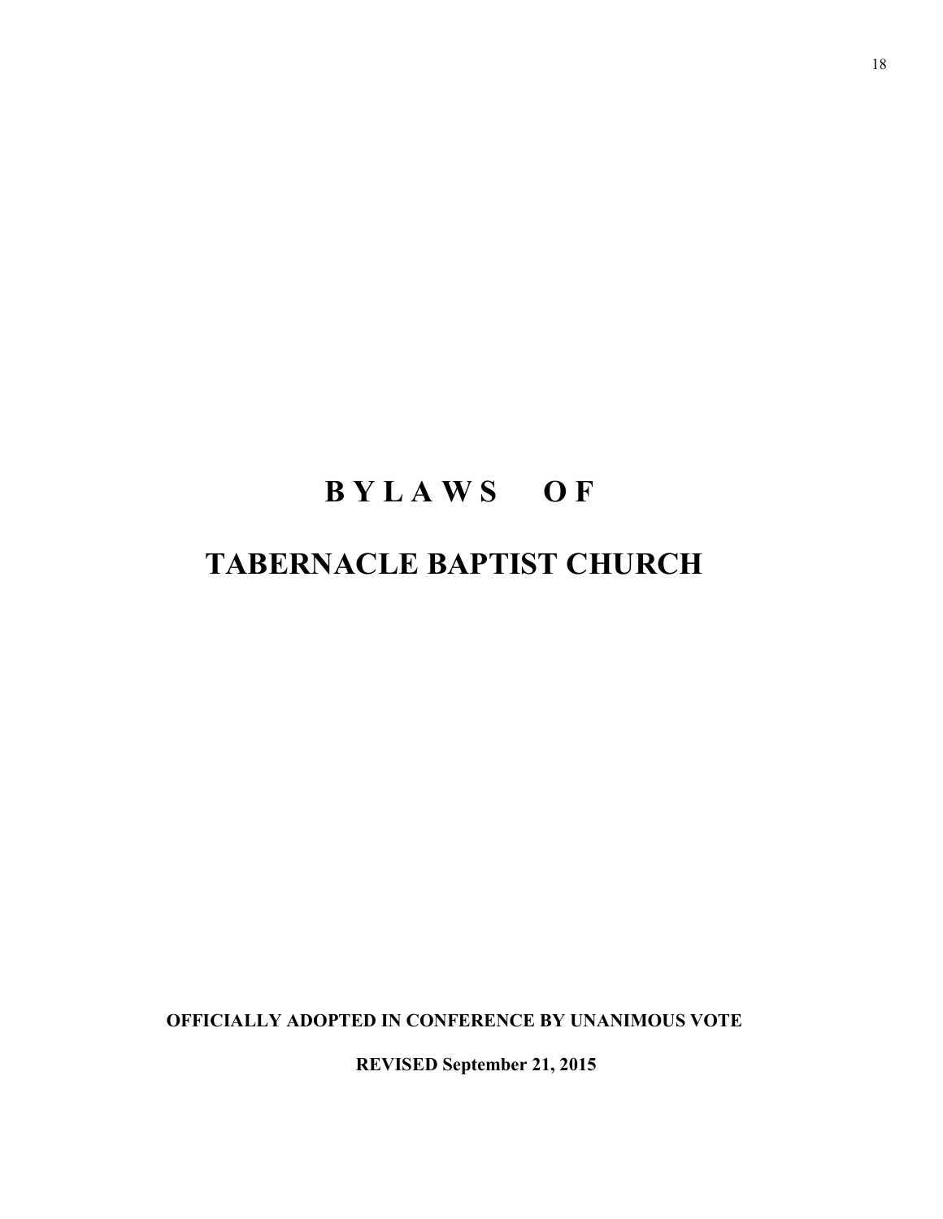# B Y L A W S O F

# TABERNACLE BAPTIST CHURCH

**OFFICIALLY ADOPTED IN CONFERENCE BY UNANIMOUS VOTE**

**REVISED September 21, 2015**